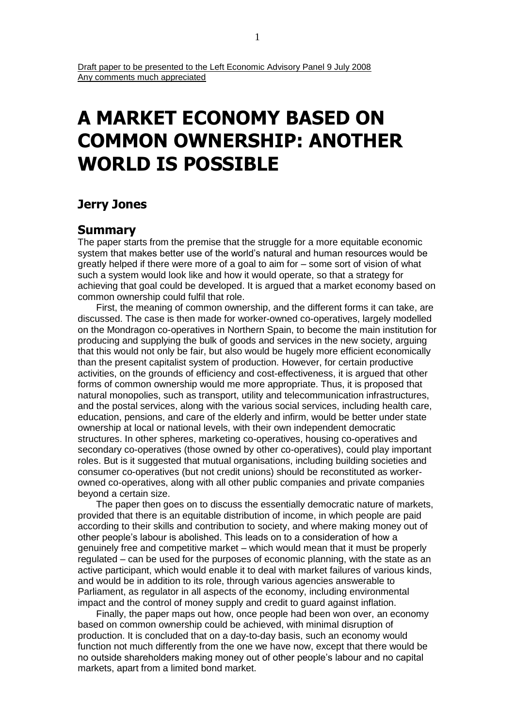Draft paper to be presented to the Left Economic Advisory Panel 9 July 2008
Any comments much appreciated

# A MARKET ECONOMY BASED ON COMMON OWNERSHIP: ANOTHER WORLD IS POSSIBLE

## Jerry Jones

## Summary

The paper starts from the premise that the struggle for a more equitable economic system that makes better use of the world's natural and human resources would be greatly helped if there were more of a goal to aim for – some sort of vision of what such a system would look like and how it would operate, so that a strategy for achieving that goal could be developed. It is argued that a market economy based on common ownership could fulfil that role.

First, the meaning of common ownership, and the different forms it can take, are discussed. The case is then made for worker-owned co-operatives, largely modelled on the Mondragon co-operatives in Northern Spain, to become the main institution for producing and supplying the bulk of goods and services in the new society, arguing that this would not only be fair, but also would be hugely more efficient economically than the present capitalist system of production. However, for certain productive activities, on the grounds of efficiency and cost-effectiveness, it is argued that other forms of common ownership would me more appropriate. Thus, it is proposed that natural monopolies, such as transport, utility and telecommunication infrastructures, and the postal services, along with the various social services, including health care, education, pensions, and care of the elderly and infirm, would be better under state ownership at local or national levels, with their own independent democratic structures. In other spheres, marketing co-operatives, housing co-operatives and secondary co-operatives (those owned by other co-operatives), could play important roles. But is it suggested that mutual organisations, including building societies and consumer co-operatives (but not credit unions) should be reconstituted as worker-owned co-operatives, along with all other public companies and private companies beyond a certain size.

The paper then goes on to discuss the essentially democratic nature of markets, provided that there is an equitable distribution of income, in which people are paid according to their skills and contribution to society, and where making money out of other people's labour is abolished. This leads on to a consideration of how a genuinely free and competitive market – which would mean that it must be properly regulated – can be used for the purposes of economic planning, with the state as an active participant, which would enable it to deal with market failures of various kinds, and would be in addition to its role, through various agencies answerable to Parliament, as regulator in all aspects of the economy, including environmental impact and the control of money supply and credit to guard against inflation.

Finally, the paper maps out how, once people had been won over, an economy based on common ownership could be achieved, with minimal disruption of production. It is concluded that on a day-to-day basis, such an economy would function not much differently from the one we have now, except that there would be no outside shareholders making money out of other people's labour and no capital markets, apart from a limited bond market.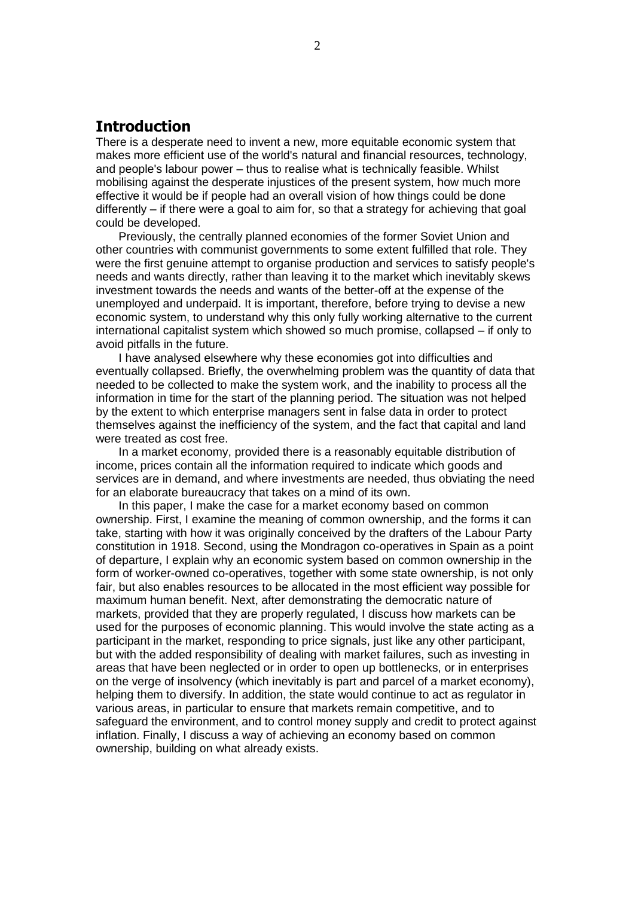## Introduction

There is a desperate need to invent a new, more equitable economic system that makes more efficient use of the world's natural and financial resources, technology, and people's labour power – thus to realise what is technically feasible. Whilst mobilising against the desperate injustices of the present system, how much more effective it would be if people had an overall vision of how things could be done differently – if there were a goal to aim for, so that a strategy for achieving that goal could be developed.

Previously, the centrally planned economies of the former Soviet Union and other countries with communist governments to some extent fulfilled that role. They were the first genuine attempt to organise production and services to satisfy people's needs and wants directly, rather than leaving it to the market which inevitably skews investment towards the needs and wants of the better-off at the expense of the unemployed and underpaid. It is important, therefore, before trying to devise a new economic system, to understand why this only fully working alternative to the current international capitalist system which showed so much promise, collapsed – if only to avoid pitfalls in the future.

I have analysed elsewhere why these economies got into difficulties and eventually collapsed. Briefly, the overwhelming problem was the quantity of data that needed to be collected to make the system work, and the inability to process all the information in time for the start of the planning period. The situation was not helped by the extent to which enterprise managers sent in false data in order to protect themselves against the inefficiency of the system, and the fact that capital and land were treated as cost free.

In a market economy, provided there is a reasonably equitable distribution of income, prices contain all the information required to indicate which goods and services are in demand, and where investments are needed, thus obviating the need for an elaborate bureaucracy that takes on a mind of its own.

In this paper, I make the case for a market economy based on common ownership. First, I examine the meaning of common ownership, and the forms it can take, starting with how it was originally conceived by the drafters of the Labour Party constitution in 1918. Second, using the Mondragon co-operatives in Spain as a point of departure, I explain why an economic system based on common ownership in the form of worker-owned co-operatives, together with some state ownership, is not only fair, but also enables resources to be allocated in the most efficient way possible for maximum human benefit. Next, after demonstrating the democratic nature of markets, provided that they are properly regulated, I discuss how markets can be used for the purposes of economic planning. This would involve the state acting as a participant in the market, responding to price signals, just like any other participant, but with the added responsibility of dealing with market failures, such as investing in areas that have been neglected or in order to open up bottlenecks, or in enterprises on the verge of insolvency (which inevitably is part and parcel of a market economy), helping them to diversify. In addition, the state would continue to act as regulator in various areas, in particular to ensure that markets remain competitive, and to safeguard the environment, and to control money supply and credit to protect against inflation. Finally, I discuss a way of achieving an economy based on common ownership, building on what already exists.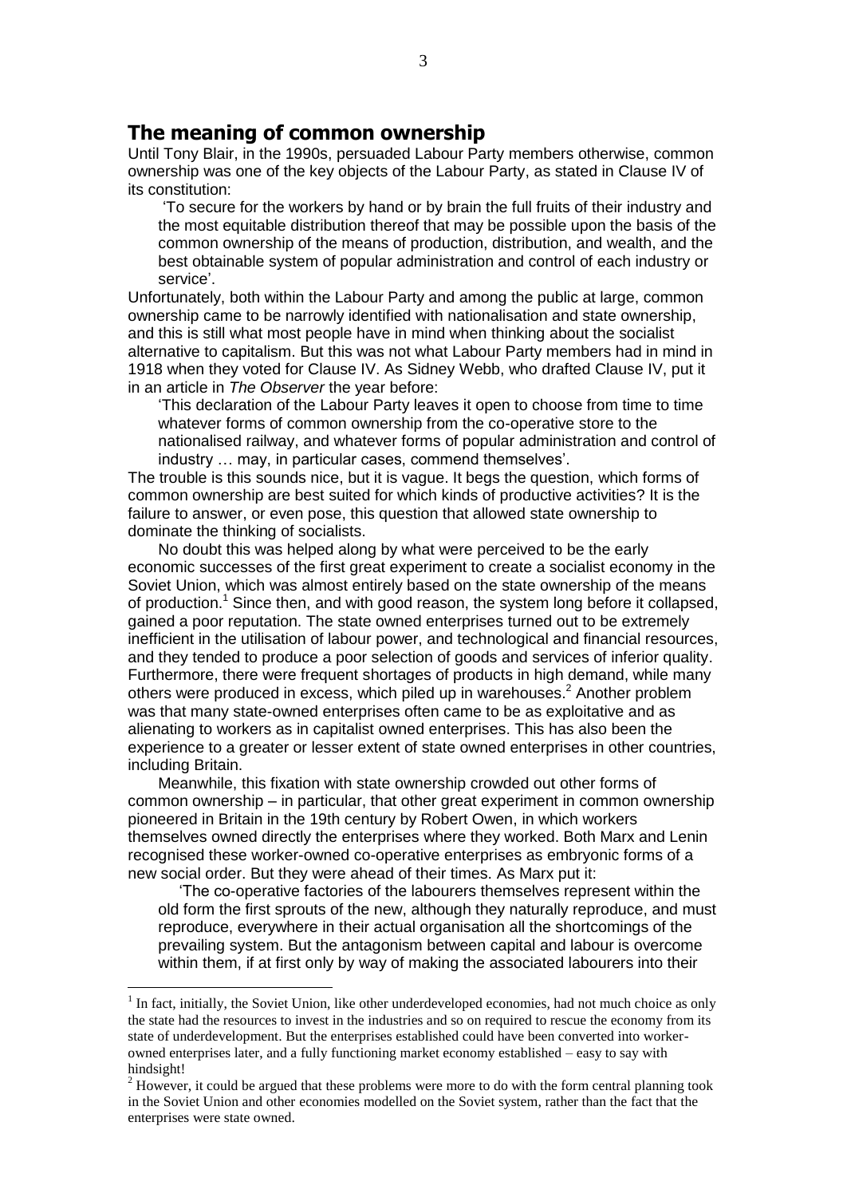## The meaning of common ownership

Until Tony Blair, in the 1990s, persuaded Labour Party members otherwise, common ownership was one of the key objects of the Labour Party, as stated in Clause IV of its constitution:

> 'To secure for the workers by hand or by brain the full fruits of their industry and the most equitable distribution thereof that may be possible upon the basis of the common ownership of the means of production, distribution, and wealth, and the best obtainable system of popular administration and control of each industry or service'.

Unfortunately, both within the Labour Party and among the public at large, common ownership came to be narrowly identified with nationalisation and state ownership, and this is still what most people have in mind when thinking about the socialist alternative to capitalism. But this was not what Labour Party members had in mind in 1918 when they voted for Clause IV. As Sidney Webb, who drafted Clause IV, put it in an article in *The Observer* the year before:

> 'This declaration of the Labour Party leaves it open to choose from time to time whatever forms of common ownership from the co-operative store to the nationalised railway, and whatever forms of popular administration and control of industry … may, in particular cases, commend themselves'.

The trouble is this sounds nice, but it is vague. It begs the question, which forms of common ownership are best suited for which kinds of productive activities? It is the failure to answer, or even pose, this question that allowed state ownership to dominate the thinking of socialists.

No doubt this was helped along by what were perceived to be the early economic successes of the first great experiment to create a socialist economy in the Soviet Union, which was almost entirely based on the state ownership of the means of production.[1] Since then, and with good reason, the system long before it collapsed, gained a poor reputation. The state owned enterprises turned out to be extremely inefficient in the utilisation of labour power, and technological and financial resources, and they tended to produce a poor selection of goods and services of inferior quality. Furthermore, there were frequent shortages of products in high demand, while many others were produced in excess, which piled up in warehouses.[2] Another problem was that many state-owned enterprises often came to be as exploitative and as alienating to workers as in capitalist owned enterprises. This has also been the experience to a greater or lesser extent of state owned enterprises in other countries, including Britain.

Meanwhile, this fixation with state ownership crowded out other forms of common ownership – in particular, that other great experiment in common ownership pioneered in Britain in the 19th century by Robert Owen, in which workers themselves owned directly the enterprises where they worked. Both Marx and Lenin recognised these worker-owned co-operative enterprises as embryonic forms of a new social order. But they were ahead of their times. As Marx put it:

> 'The co-operative factories of the labourers themselves represent within the old form the first sprouts of the new, although they naturally reproduce, and must reproduce, everywhere in their actual organisation all the shortcomings of the prevailing system. But the antagonism between capital and labour is overcome within them, if at first only by way of making the associated labourers into their

---

[1] In fact, initially, the Soviet Union, like other underdeveloped economies, had not much choice as only the state had the resources to invest in the industries and so on required to rescue the economy from its state of underdevelopment. But the enterprises established could have been converted into worker-owned enterprises later, and a fully functioning market economy established – easy to say with hindsight!

[2] However, it could be argued that these problems were more to do with the form central planning took in the Soviet Union and other economies modelled on the Soviet system, rather than the fact that the enterprises were state owned.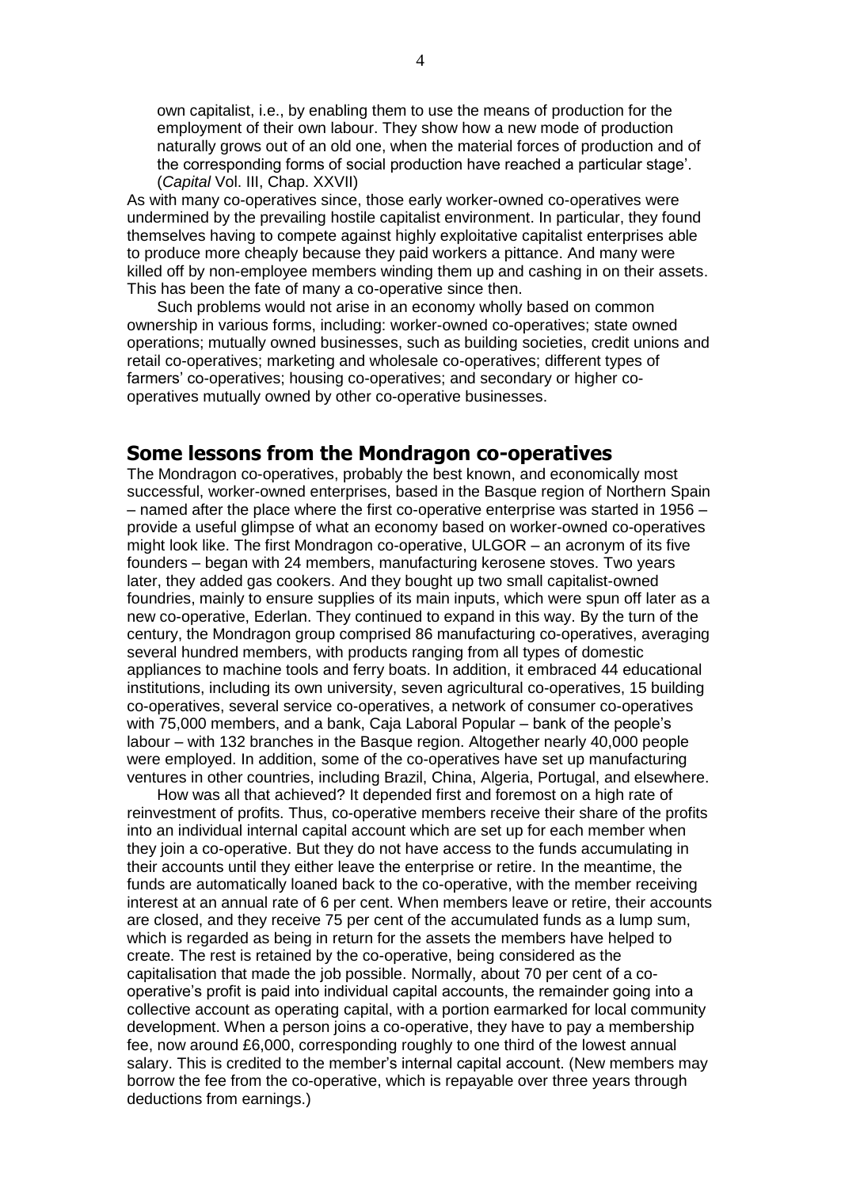own capitalist, i.e., by enabling them to use the means of production for the employment of their own labour. They show how a new mode of production naturally grows out of an old one, when the material forces of production and of the corresponding forms of social production have reached a particular stage'. (*Capital* Vol. III, Chap. XXVII)

As with many co-operatives since, those early worker-owned co-operatives were undermined by the prevailing hostile capitalist environment. In particular, they found themselves having to compete against highly exploitative capitalist enterprises able to produce more cheaply because they paid workers a pittance. And many were killed off by non-employee members winding them up and cashing in on their assets. This has been the fate of many a co-operative since then.

Such problems would not arise in an economy wholly based on common ownership in various forms, including: worker-owned co-operatives; state owned operations; mutually owned businesses, such as building societies, credit unions and retail co-operatives; marketing and wholesale co-operatives; different types of farmers' co-operatives; housing co-operatives; and secondary or higher co-operatives mutually owned by other co-operative businesses.

## Some lessons from the Mondragon co-operatives

The Mondragon co-operatives, probably the best known, and economically most successful, worker-owned enterprises, based in the Basque region of Northern Spain – named after the place where the first co-operative enterprise was started in 1956 – provide a useful glimpse of what an economy based on worker-owned co-operatives might look like. The first Mondragon co-operative, ULGOR – an acronym of its five founders – began with 24 members, manufacturing kerosene stoves. Two years later, they added gas cookers. And they bought up two small capitalist-owned foundries, mainly to ensure supplies of its main inputs, which were spun off later as a new co-operative, Ederlan. They continued to expand in this way. By the turn of the century, the Mondragon group comprised 86 manufacturing co-operatives, averaging several hundred members, with products ranging from all types of domestic appliances to machine tools and ferry boats. In addition, it embraced 44 educational institutions, including its own university, seven agricultural co-operatives, 15 building co-operatives, several service co-operatives, a network of consumer co-operatives with 75,000 members, and a bank, Caja Laboral Popular – bank of the people's labour – with 132 branches in the Basque region. Altogether nearly 40,000 people were employed. In addition, some of the co-operatives have set up manufacturing ventures in other countries, including Brazil, China, Algeria, Portugal, and elsewhere.

How was all that achieved? It depended first and foremost on a high rate of reinvestment of profits. Thus, co-operative members receive their share of the profits into an individual internal capital account which are set up for each member when they join a co-operative. But they do not have access to the funds accumulating in their accounts until they either leave the enterprise or retire. In the meantime, the funds are automatically loaned back to the co-operative, with the member receiving interest at an annual rate of 6 per cent. When members leave or retire, their accounts are closed, and they receive 75 per cent of the accumulated funds as a lump sum, which is regarded as being in return for the assets the members have helped to create. The rest is retained by the co-operative, being considered as the capitalisation that made the job possible. Normally, about 70 per cent of a co-operative's profit is paid into individual capital accounts, the remainder going into a collective account as operating capital, with a portion earmarked for local community development. When a person joins a co-operative, they have to pay a membership fee, now around £6,000, corresponding roughly to one third of the lowest annual salary. This is credited to the member's internal capital account. (New members may borrow the fee from the co-operative, which is repayable over three years through deductions from earnings.)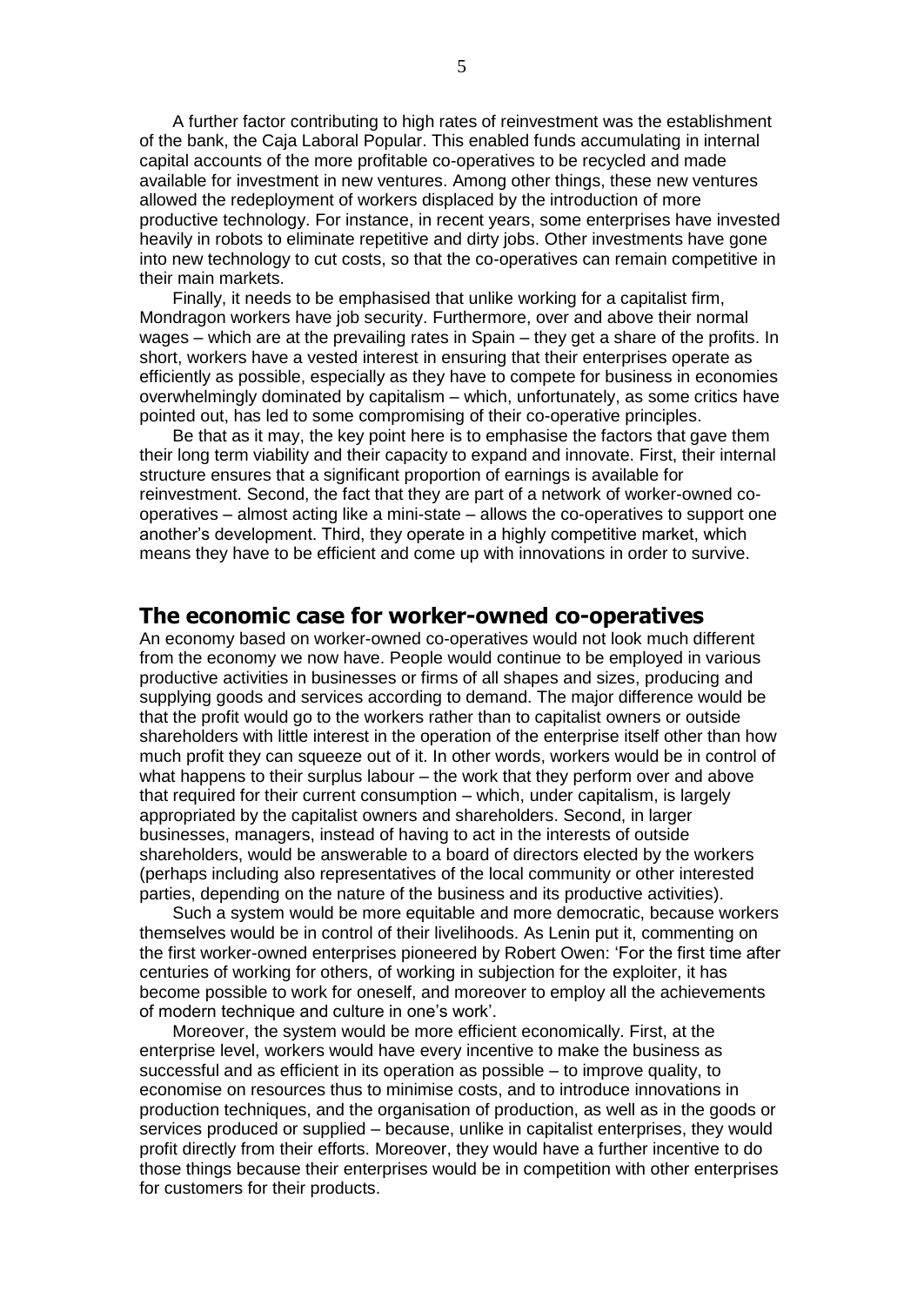A further factor contributing to high rates of reinvestment was the establishment of the bank, the Caja Laboral Popular. This enabled funds accumulating in internal capital accounts of the more profitable co-operatives to be recycled and made available for investment in new ventures. Among other things, these new ventures allowed the redeployment of workers displaced by the introduction of more productive technology. For instance, in recent years, some enterprises have invested heavily in robots to eliminate repetitive and dirty jobs. Other investments have gone into new technology to cut costs, so that the co-operatives can remain competitive in their main markets.

Finally, it needs to be emphasised that unlike working for a capitalist firm, Mondragon workers have job security. Furthermore, over and above their normal wages – which are at the prevailing rates in Spain – they get a share of the profits. In short, workers have a vested interest in ensuring that their enterprises operate as efficiently as possible, especially as they have to compete for business in economies overwhelmingly dominated by capitalism – which, unfortunately, as some critics have pointed out, has led to some compromising of their co-operative principles.

Be that as it may, the key point here is to emphasise the factors that gave them their long term viability and their capacity to expand and innovate. First, their internal structure ensures that a significant proportion of earnings is available for reinvestment. Second, the fact that they are part of a network of worker-owned co-operatives – almost acting like a mini-state – allows the co-operatives to support one another's development. Third, they operate in a highly competitive market, which means they have to be efficient and come up with innovations in order to survive.

## The economic case for worker-owned co-operatives

An economy based on worker-owned co-operatives would not look much different from the economy we now have. People would continue to be employed in various productive activities in businesses or firms of all shapes and sizes, producing and supplying goods and services according to demand. The major difference would be that the profit would go to the workers rather than to capitalist owners or outside shareholders with little interest in the operation of the enterprise itself other than how much profit they can squeeze out of it. In other words, workers would be in control of what happens to their surplus labour – the work that they perform over and above that required for their current consumption – which, under capitalism, is largely appropriated by the capitalist owners and shareholders. Second, in larger businesses, managers, instead of having to act in the interests of outside shareholders, would be answerable to a board of directors elected by the workers (perhaps including also representatives of the local community or other interested parties, depending on the nature of the business and its productive activities).

Such a system would be more equitable and more democratic, because workers themselves would be in control of their livelihoods. As Lenin put it, commenting on the first worker-owned enterprises pioneered by Robert Owen: 'For the first time after centuries of working for others, of working in subjection for the exploiter, it has become possible to work for oneself, and moreover to employ all the achievements of modern technique and culture in one's work'.

Moreover, the system would be more efficient economically. First, at the enterprise level, workers would have every incentive to make the business as successful and as efficient in its operation as possible – to improve quality, to economise on resources thus to minimise costs, and to introduce innovations in production techniques, and the organisation of production, as well as in the goods or services produced or supplied – because, unlike in capitalist enterprises, they would profit directly from their efforts. Moreover, they would have a further incentive to do those things because their enterprises would be in competition with other enterprises for customers for their products.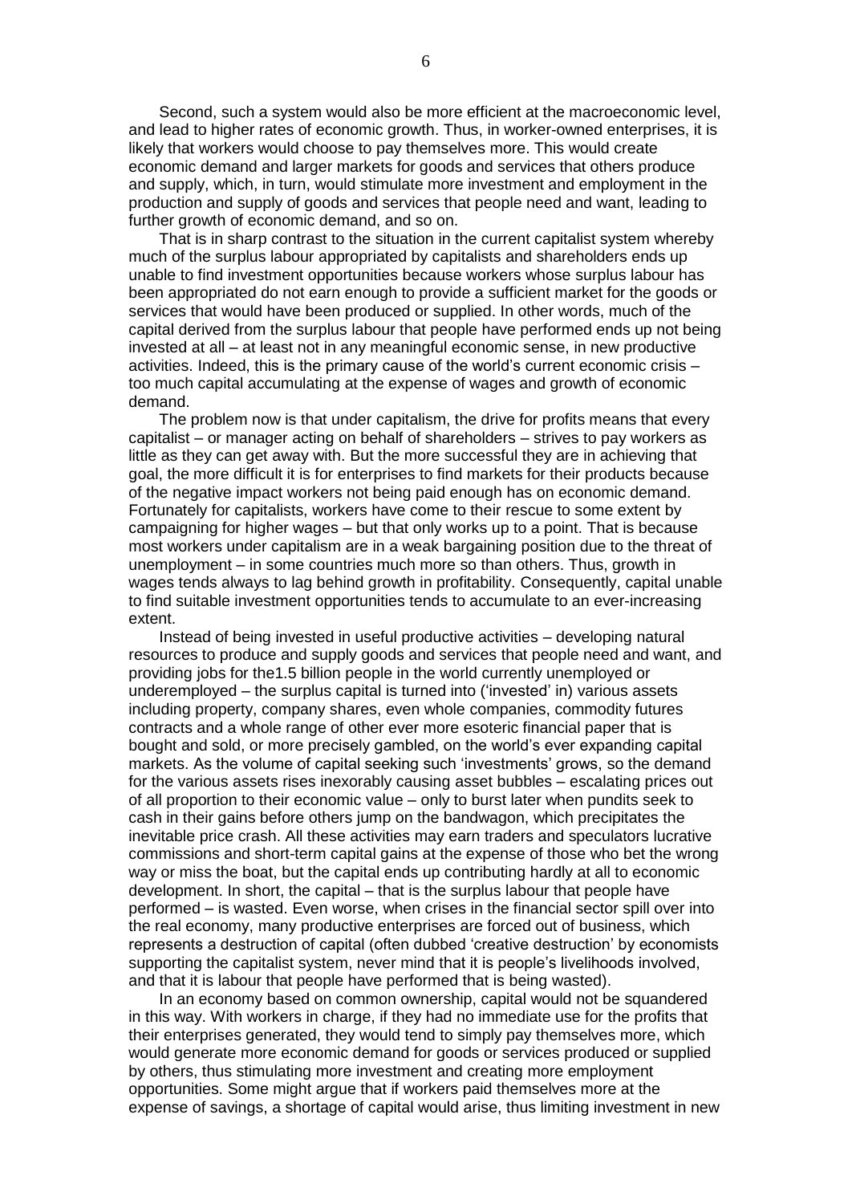Second, such a system would also be more efficient at the macroeconomic level, and lead to higher rates of economic growth. Thus, in worker-owned enterprises, it is likely that workers would choose to pay themselves more. This would create economic demand and larger markets for goods and services that others produce and supply, which, in turn, would stimulate more investment and employment in the production and supply of goods and services that people need and want, leading to further growth of economic demand, and so on.

That is in sharp contrast to the situation in the current capitalist system whereby much of the surplus labour appropriated by capitalists and shareholders ends up unable to find investment opportunities because workers whose surplus labour has been appropriated do not earn enough to provide a sufficient market for the goods or services that would have been produced or supplied. In other words, much of the capital derived from the surplus labour that people have performed ends up not being invested at all – at least not in any meaningful economic sense, in new productive activities. Indeed, this is the primary cause of the world's current economic crisis – too much capital accumulating at the expense of wages and growth of economic demand.

The problem now is that under capitalism, the drive for profits means that every capitalist – or manager acting on behalf of shareholders – strives to pay workers as little as they can get away with. But the more successful they are in achieving that goal, the more difficult it is for enterprises to find markets for their products because of the negative impact workers not being paid enough has on economic demand. Fortunately for capitalists, workers have come to their rescue to some extent by campaigning for higher wages – but that only works up to a point. That is because most workers under capitalism are in a weak bargaining position due to the threat of unemployment – in some countries much more so than others. Thus, growth in wages tends always to lag behind growth in profitability. Consequently, capital unable to find suitable investment opportunities tends to accumulate to an ever-increasing extent.

Instead of being invested in useful productive activities – developing natural resources to produce and supply goods and services that people need and want, and providing jobs for the1.5 billion people in the world currently unemployed or underemployed – the surplus capital is turned into ('invested' in) various assets including property, company shares, even whole companies, commodity futures contracts and a whole range of other ever more esoteric financial paper that is bought and sold, or more precisely gambled, on the world's ever expanding capital markets. As the volume of capital seeking such 'investments' grows, so the demand for the various assets rises inexorably causing asset bubbles – escalating prices out of all proportion to their economic value – only to burst later when pundits seek to cash in their gains before others jump on the bandwagon, which precipitates the inevitable price crash. All these activities may earn traders and speculators lucrative commissions and short-term capital gains at the expense of those who bet the wrong way or miss the boat, but the capital ends up contributing hardly at all to economic development. In short, the capital – that is the surplus labour that people have performed – is wasted. Even worse, when crises in the financial sector spill over into the real economy, many productive enterprises are forced out of business, which represents a destruction of capital (often dubbed 'creative destruction' by economists supporting the capitalist system, never mind that it is people's livelihoods involved, and that it is labour that people have performed that is being wasted).

In an economy based on common ownership, capital would not be squandered in this way. With workers in charge, if they had no immediate use for the profits that their enterprises generated, they would tend to simply pay themselves more, which would generate more economic demand for goods or services produced or supplied by others, thus stimulating more investment and creating more employment opportunities. Some might argue that if workers paid themselves more at the expense of savings, a shortage of capital would arise, thus limiting investment in new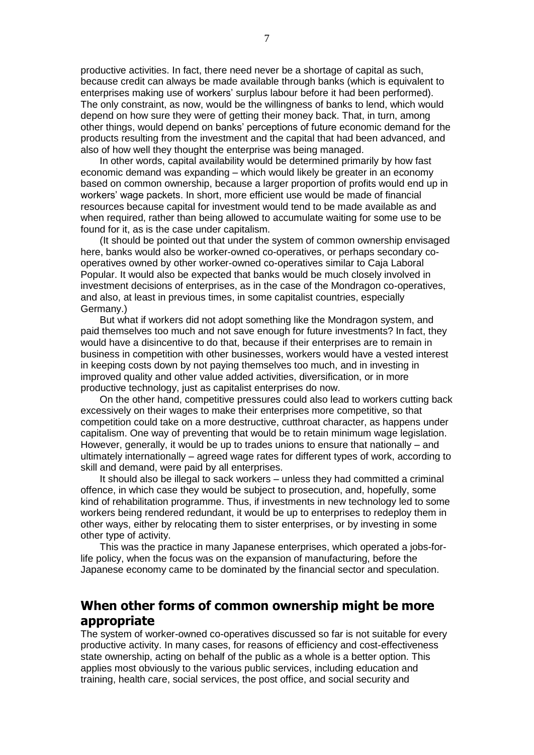productive activities. In fact, there need never be a shortage of capital as such, because credit can always be made available through banks (which is equivalent to enterprises making use of workers' surplus labour before it had been performed). The only constraint, as now, would be the willingness of banks to lend, which would depend on how sure they were of getting their money back. That, in turn, among other things, would depend on banks' perceptions of future economic demand for the products resulting from the investment and the capital that had been advanced, and also of how well they thought the enterprise was being managed.

In other words, capital availability would be determined primarily by how fast economic demand was expanding – which would likely be greater in an economy based on common ownership, because a larger proportion of profits would end up in workers' wage packets. In short, more efficient use would be made of financial resources because capital for investment would tend to be made available as and when required, rather than being allowed to accumulate waiting for some use to be found for it, as is the case under capitalism.

(It should be pointed out that under the system of common ownership envisaged here, banks would also be worker-owned co-operatives, or perhaps secondary co-operatives owned by other worker-owned co-operatives similar to Caja Laboral Popular. It would also be expected that banks would be much closely involved in investment decisions of enterprises, as in the case of the Mondragon co-operatives, and also, at least in previous times, in some capitalist countries, especially Germany.)

But what if workers did not adopt something like the Mondragon system, and paid themselves too much and not save enough for future investments? In fact, they would have a disincentive to do that, because if their enterprises are to remain in business in competition with other businesses, workers would have a vested interest in keeping costs down by not paying themselves too much, and in investing in improved quality and other value added activities, diversification, or in more productive technology, just as capitalist enterprises do now.

On the other hand, competitive pressures could also lead to workers cutting back excessively on their wages to make their enterprises more competitive, so that competition could take on a more destructive, cutthroat character, as happens under capitalism. One way of preventing that would be to retain minimum wage legislation. However, generally, it would be up to trades unions to ensure that nationally – and ultimately internationally – agreed wage rates for different types of work, according to skill and demand, were paid by all enterprises.

It should also be illegal to sack workers – unless they had committed a criminal offence, in which case they would be subject to prosecution, and, hopefully, some kind of rehabilitation programme. Thus, if investments in new technology led to some workers being rendered redundant, it would be up to enterprises to redeploy them in other ways, either by relocating them to sister enterprises, or by investing in some other type of activity.

This was the practice in many Japanese enterprises, which operated a jobs-for-life policy, when the focus was on the expansion of manufacturing, before the Japanese economy came to be dominated by the financial sector and speculation.

## When other forms of common ownership might be more appropriate

The system of worker-owned co-operatives discussed so far is not suitable for every productive activity. In many cases, for reasons of efficiency and cost-effectiveness state ownership, acting on behalf of the public as a whole is a better option. This applies most obviously to the various public services, including education and training, health care, social services, the post office, and social security and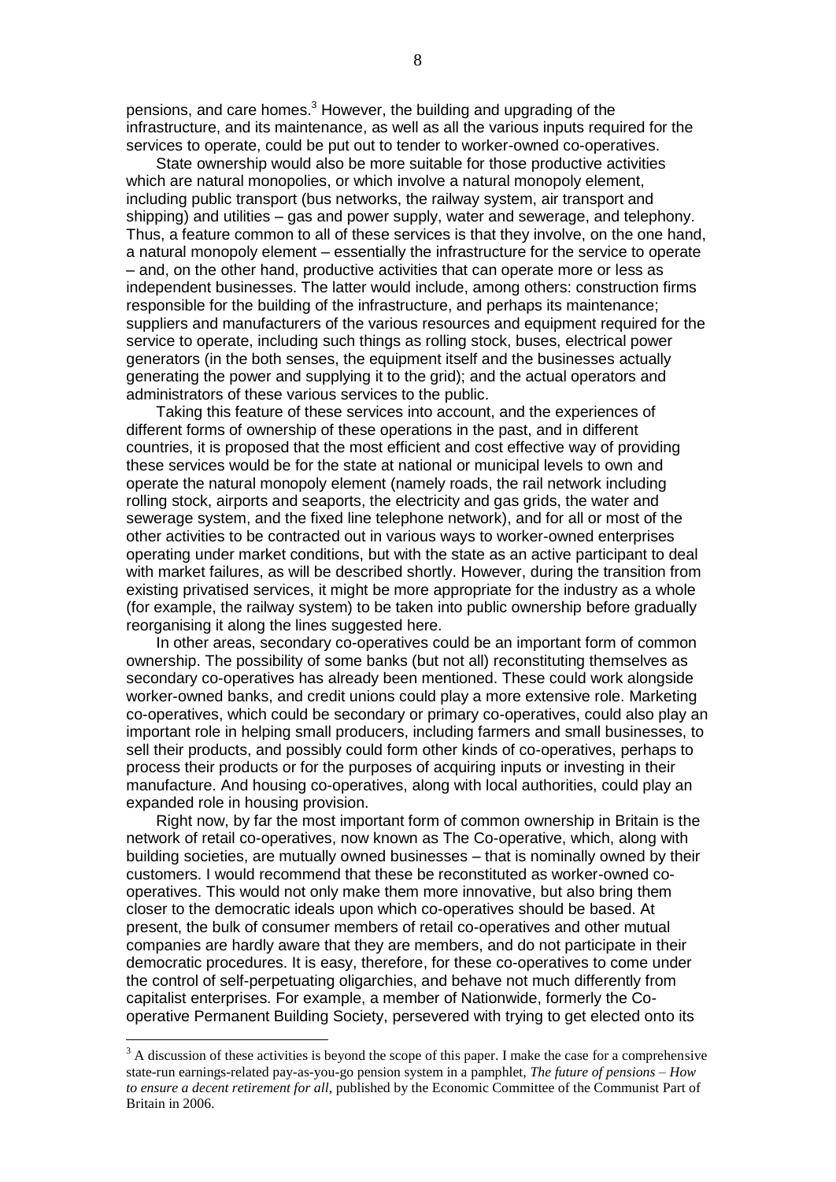pensions, and care homes.[3] However, the building and upgrading of the infrastructure, and its maintenance, as well as all the various inputs required for the services to operate, could be put out to tender to worker-owned co-operatives.

State ownership would also be more suitable for those productive activities which are natural monopolies, or which involve a natural monopoly element, including public transport (bus networks, the railway system, air transport and shipping) and utilities – gas and power supply, water and sewerage, and telephony. Thus, a feature common to all of these services is that they involve, on the one hand, a natural monopoly element – essentially the infrastructure for the service to operate – and, on the other hand, productive activities that can operate more or less as independent businesses. The latter would include, among others: construction firms responsible for the building of the infrastructure, and perhaps its maintenance; suppliers and manufacturers of the various resources and equipment required for the service to operate, including such things as rolling stock, buses, electrical power generators (in the both senses, the equipment itself and the businesses actually generating the power and supplying it to the grid); and the actual operators and administrators of these various services to the public.

Taking this feature of these services into account, and the experiences of different forms of ownership of these operations in the past, and in different countries, it is proposed that the most efficient and cost effective way of providing these services would be for the state at national or municipal levels to own and operate the natural monopoly element (namely roads, the rail network including rolling stock, airports and seaports, the electricity and gas grids, the water and sewerage system, and the fixed line telephone network), and for all or most of the other activities to be contracted out in various ways to worker-owned enterprises operating under market conditions, but with the state as an active participant to deal with market failures, as will be described shortly. However, during the transition from existing privatised services, it might be more appropriate for the industry as a whole (for example, the railway system) to be taken into public ownership before gradually reorganising it along the lines suggested here.

In other areas, secondary co-operatives could be an important form of common ownership. The possibility of some banks (but not all) reconstituting themselves as secondary co-operatives has already been mentioned. These could work alongside worker-owned banks, and credit unions could play a more extensive role. Marketing co-operatives, which could be secondary or primary co-operatives, could also play an important role in helping small producers, including farmers and small businesses, to sell their products, and possibly could form other kinds of co-operatives, perhaps to process their products or for the purposes of acquiring inputs or investing in their manufacture. And housing co-operatives, along with local authorities, could play an expanded role in housing provision.

Right now, by far the most important form of common ownership in Britain is the network of retail co-operatives, now known as The Co-operative, which, along with building societies, are mutually owned businesses – that is nominally owned by their customers. I would recommend that these be reconstituted as worker-owned co-operatives. This would not only make them more innovative, but also bring them closer to the democratic ideals upon which co-operatives should be based. At present, the bulk of consumer members of retail co-operatives and other mutual companies are hardly aware that they are members, and do not participate in their democratic procedures. It is easy, therefore, for these co-operatives to come under the control of self-perpetuating oligarchies, and behave not much differently from capitalist enterprises. For example, a member of Nationwide, formerly the Co-operative Permanent Building Society, persevered with trying to get elected onto its

---

[3] A discussion of these activities is beyond the scope of this paper. I make the case for a comprehensive state-run earnings-related pay-as-you-go pension system in a pamphlet, *The future of pensions – How to ensure a decent retirement for all*, published by the Economic Committee of the Communist Part of Britain in 2006.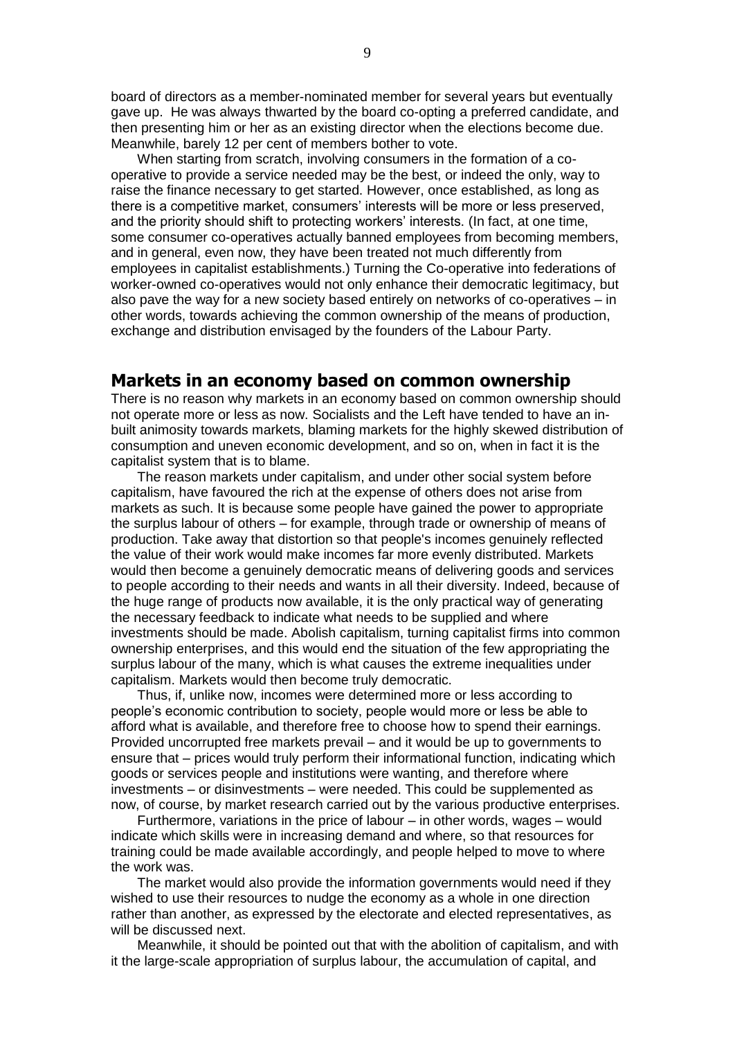board of directors as a member-nominated member for several years but eventually gave up. He was always thwarted by the board co-opting a preferred candidate, and then presenting him or her as an existing director when the elections become due. Meanwhile, barely 12 per cent of members bother to vote.

When starting from scratch, involving consumers in the formation of a co-operative to provide a service needed may be the best, or indeed the only, way to raise the finance necessary to get started. However, once established, as long as there is a competitive market, consumers' interests will be more or less preserved, and the priority should shift to protecting workers' interests. (In fact, at one time, some consumer co-operatives actually banned employees from becoming members, and in general, even now, they have been treated not much differently from employees in capitalist establishments.) Turning the Co-operative into federations of worker-owned co-operatives would not only enhance their democratic legitimacy, but also pave the way for a new society based entirely on networks of co-operatives – in other words, towards achieving the common ownership of the means of production, exchange and distribution envisaged by the founders of the Labour Party.

## Markets in an economy based on common ownership

There is no reason why markets in an economy based on common ownership should not operate more or less as now. Socialists and the Left have tended to have an in-built animosity towards markets, blaming markets for the highly skewed distribution of consumption and uneven economic development, and so on, when in fact it is the capitalist system that is to blame.

The reason markets under capitalism, and under other social system before capitalism, have favoured the rich at the expense of others does not arise from markets as such. It is because some people have gained the power to appropriate the surplus labour of others – for example, through trade or ownership of means of production. Take away that distortion so that people's incomes genuinely reflected the value of their work would make incomes far more evenly distributed. Markets would then become a genuinely democratic means of delivering goods and services to people according to their needs and wants in all their diversity. Indeed, because of the huge range of products now available, it is the only practical way of generating the necessary feedback to indicate what needs to be supplied and where investments should be made. Abolish capitalism, turning capitalist firms into common ownership enterprises, and this would end the situation of the few appropriating the surplus labour of the many, which is what causes the extreme inequalities under capitalism. Markets would then become truly democratic.

Thus, if, unlike now, incomes were determined more or less according to people's economic contribution to society, people would more or less be able to afford what is available, and therefore free to choose how to spend their earnings. Provided uncorrupted free markets prevail – and it would be up to governments to ensure that – prices would truly perform their informational function, indicating which goods or services people and institutions were wanting, and therefore where investments – or disinvestments – were needed. This could be supplemented as now, of course, by market research carried out by the various productive enterprises.

Furthermore, variations in the price of labour – in other words, wages – would indicate which skills were in increasing demand and where, so that resources for training could be made available accordingly, and people helped to move to where the work was.

The market would also provide the information governments would need if they wished to use their resources to nudge the economy as a whole in one direction rather than another, as expressed by the electorate and elected representatives, as will be discussed next.

Meanwhile, it should be pointed out that with the abolition of capitalism, and with it the large-scale appropriation of surplus labour, the accumulation of capital, and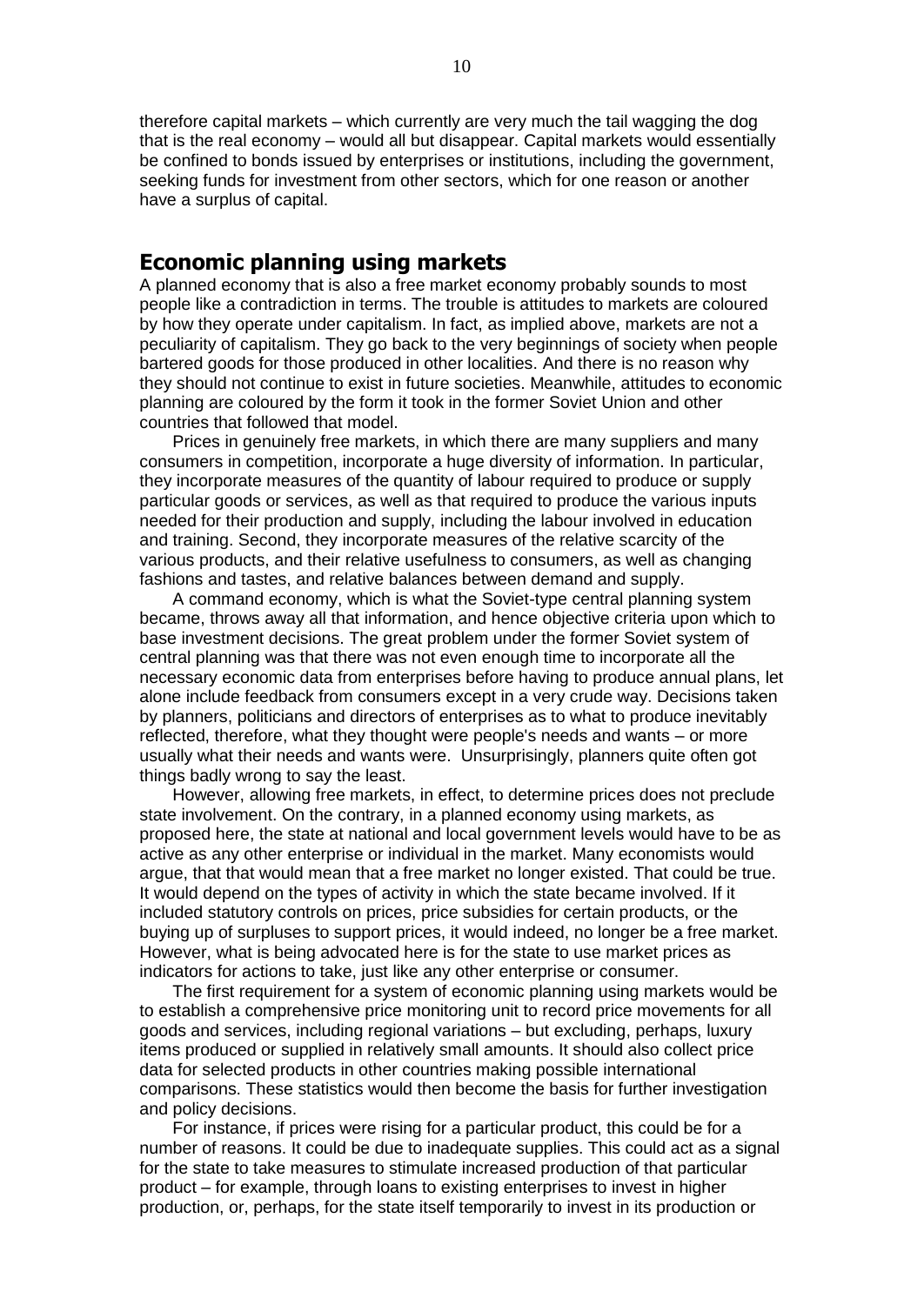therefore capital markets – which currently are very much the tail wagging the dog that is the real economy – would all but disappear. Capital markets would essentially be confined to bonds issued by enterprises or institutions, including the government, seeking funds for investment from other sectors, which for one reason or another have a surplus of capital.

## Economic planning using markets

A planned economy that is also a free market economy probably sounds to most people like a contradiction in terms. The trouble is attitudes to markets are coloured by how they operate under capitalism. In fact, as implied above, markets are not a peculiarity of capitalism. They go back to the very beginnings of society when people bartered goods for those produced in other localities. And there is no reason why they should not continue to exist in future societies. Meanwhile, attitudes to economic planning are coloured by the form it took in the former Soviet Union and other countries that followed that model.

Prices in genuinely free markets, in which there are many suppliers and many consumers in competition, incorporate a huge diversity of information. In particular, they incorporate measures of the quantity of labour required to produce or supply particular goods or services, as well as that required to produce the various inputs needed for their production and supply, including the labour involved in education and training. Second, they incorporate measures of the relative scarcity of the various products, and their relative usefulness to consumers, as well as changing fashions and tastes, and relative balances between demand and supply.

A command economy, which is what the Soviet-type central planning system became, throws away all that information, and hence objective criteria upon which to base investment decisions. The great problem under the former Soviet system of central planning was that there was not even enough time to incorporate all the necessary economic data from enterprises before having to produce annual plans, let alone include feedback from consumers except in a very crude way. Decisions taken by planners, politicians and directors of enterprises as to what to produce inevitably reflected, therefore, what they thought were people's needs and wants – or more usually what their needs and wants were. Unsurprisingly, planners quite often got things badly wrong to say the least.

However, allowing free markets, in effect, to determine prices does not preclude state involvement. On the contrary, in a planned economy using markets, as proposed here, the state at national and local government levels would have to be as active as any other enterprise or individual in the market. Many economists would argue, that that would mean that a free market no longer existed. That could be true. It would depend on the types of activity in which the state became involved. If it included statutory controls on prices, price subsidies for certain products, or the buying up of surpluses to support prices, it would indeed, no longer be a free market. However, what is being advocated here is for the state to use market prices as indicators for actions to take, just like any other enterprise or consumer.

The first requirement for a system of economic planning using markets would be to establish a comprehensive price monitoring unit to record price movements for all goods and services, including regional variations – but excluding, perhaps, luxury items produced or supplied in relatively small amounts. It should also collect price data for selected products in other countries making possible international comparisons. These statistics would then become the basis for further investigation and policy decisions.

For instance, if prices were rising for a particular product, this could be for a number of reasons. It could be due to inadequate supplies. This could act as a signal for the state to take measures to stimulate increased production of that particular product – for example, through loans to existing enterprises to invest in higher production, or, perhaps, for the state itself temporarily to invest in its production or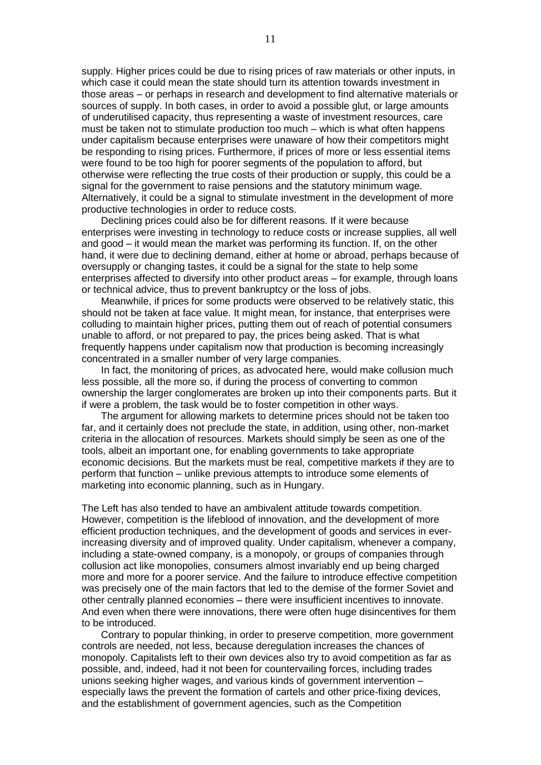supply. Higher prices could be due to rising prices of raw materials or other inputs, in which case it could mean the state should turn its attention towards investment in those areas – or perhaps in research and development to find alternative materials or sources of supply. In both cases, in order to avoid a possible glut, or large amounts of underutilised capacity, thus representing a waste of investment resources, care must be taken not to stimulate production too much – which is what often happens under capitalism because enterprises were unaware of how their competitors might be responding to rising prices. Furthermore, if prices of more or less essential items were found to be too high for poorer segments of the population to afford, but otherwise were reflecting the true costs of their production or supply, this could be a signal for the government to raise pensions and the statutory minimum wage. Alternatively, it could be a signal to stimulate investment in the development of more productive technologies in order to reduce costs.

Declining prices could also be for different reasons. If it were because enterprises were investing in technology to reduce costs or increase supplies, all well and good – it would mean the market was performing its function. If, on the other hand, it were due to declining demand, either at home or abroad, perhaps because of oversupply or changing tastes, it could be a signal for the state to help some enterprises affected to diversify into other product areas – for example, through loans or technical advice, thus to prevent bankruptcy or the loss of jobs.

Meanwhile, if prices for some products were observed to be relatively static, this should not be taken at face value. It might mean, for instance, that enterprises were colluding to maintain higher prices, putting them out of reach of potential consumers unable to afford, or not prepared to pay, the prices being asked. That is what frequently happens under capitalism now that production is becoming increasingly concentrated in a smaller number of very large companies.

In fact, the monitoring of prices, as advocated here, would make collusion much less possible, all the more so, if during the process of converting to common ownership the larger conglomerates are broken up into their components parts. But it if were a problem, the task would be to foster competition in other ways.

The argument for allowing markets to determine prices should not be taken too far, and it certainly does not preclude the state, in addition, using other, non-market criteria in the allocation of resources. Markets should simply be seen as one of the tools, albeit an important one, for enabling governments to take appropriate economic decisions. But the markets must be real, competitive markets if they are to perform that function – unlike previous attempts to introduce some elements of marketing into economic planning, such as in Hungary.

The Left has also tended to have an ambivalent attitude towards competition. However, competition is the lifeblood of innovation, and the development of more efficient production techniques, and the development of goods and services in ever-increasing diversity and of improved quality. Under capitalism, whenever a company, including a state-owned company, is a monopoly, or groups of companies through collusion act like monopolies, consumers almost invariably end up being charged more and more for a poorer service. And the failure to introduce effective competition was precisely one of the main factors that led to the demise of the former Soviet and other centrally planned economies – there were insufficient incentives to innovate. And even when there were innovations, there were often huge disincentives for them to be introduced.

Contrary to popular thinking, in order to preserve competition, more government controls are needed, not less, because deregulation increases the chances of monopoly. Capitalists left to their own devices also try to avoid competition as far as possible, and, indeed, had it not been for countervailing forces, including trades unions seeking higher wages, and various kinds of government intervention – especially laws the prevent the formation of cartels and other price-fixing devices, and the establishment of government agencies, such as the Competition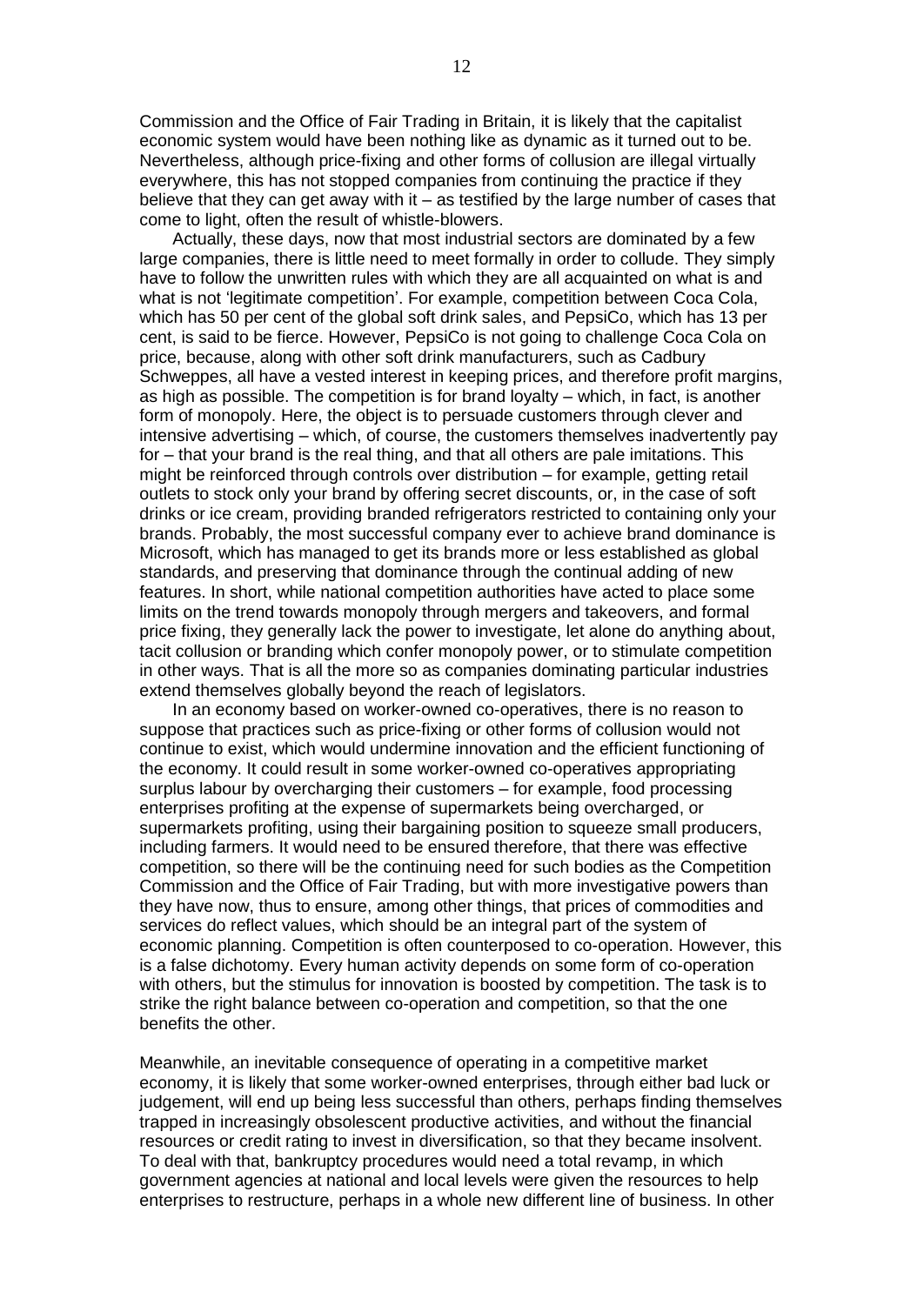Commission and the Office of Fair Trading in Britain, it is likely that the capitalist economic system would have been nothing like as dynamic as it turned out to be. Nevertheless, although price-fixing and other forms of collusion are illegal virtually everywhere, this has not stopped companies from continuing the practice if they believe that they can get away with it – as testified by the large number of cases that come to light, often the result of whistle-blowers.

Actually, these days, now that most industrial sectors are dominated by a few large companies, there is little need to meet formally in order to collude. They simply have to follow the unwritten rules with which they are all acquainted on what is and what is not 'legitimate competition'. For example, competition between Coca Cola, which has 50 per cent of the global soft drink sales, and PepsiCo, which has 13 per cent, is said to be fierce. However, PepsiCo is not going to challenge Coca Cola on price, because, along with other soft drink manufacturers, such as Cadbury Schweppes, all have a vested interest in keeping prices, and therefore profit margins, as high as possible. The competition is for brand loyalty – which, in fact, is another form of monopoly. Here, the object is to persuade customers through clever and intensive advertising – which, of course, the customers themselves inadvertently pay for – that your brand is the real thing, and that all others are pale imitations. This might be reinforced through controls over distribution – for example, getting retail outlets to stock only your brand by offering secret discounts, or, in the case of soft drinks or ice cream, providing branded refrigerators restricted to containing only your brands. Probably, the most successful company ever to achieve brand dominance is Microsoft, which has managed to get its brands more or less established as global standards, and preserving that dominance through the continual adding of new features. In short, while national competition authorities have acted to place some limits on the trend towards monopoly through mergers and takeovers, and formal price fixing, they generally lack the power to investigate, let alone do anything about, tacit collusion or branding which confer monopoly power, or to stimulate competition in other ways. That is all the more so as companies dominating particular industries extend themselves globally beyond the reach of legislators.

In an economy based on worker-owned co-operatives, there is no reason to suppose that practices such as price-fixing or other forms of collusion would not continue to exist, which would undermine innovation and the efficient functioning of the economy. It could result in some worker-owned co-operatives appropriating surplus labour by overcharging their customers – for example, food processing enterprises profiting at the expense of supermarkets being overcharged, or supermarkets profiting, using their bargaining position to squeeze small producers, including farmers. It would need to be ensured therefore, that there was effective competition, so there will be the continuing need for such bodies as the Competition Commission and the Office of Fair Trading, but with more investigative powers than they have now, thus to ensure, among other things, that prices of commodities and services do reflect values, which should be an integral part of the system of economic planning. Competition is often counterposed to co-operation. However, this is a false dichotomy. Every human activity depends on some form of co-operation with others, but the stimulus for innovation is boosted by competition. The task is to strike the right balance between co-operation and competition, so that the one benefits the other.

Meanwhile, an inevitable consequence of operating in a competitive market economy, it is likely that some worker-owned enterprises, through either bad luck or judgement, will end up being less successful than others, perhaps finding themselves trapped in increasingly obsolescent productive activities, and without the financial resources or credit rating to invest in diversification, so that they became insolvent. To deal with that, bankruptcy procedures would need a total revamp, in which government agencies at national and local levels were given the resources to help enterprises to restructure, perhaps in a whole new different line of business. In other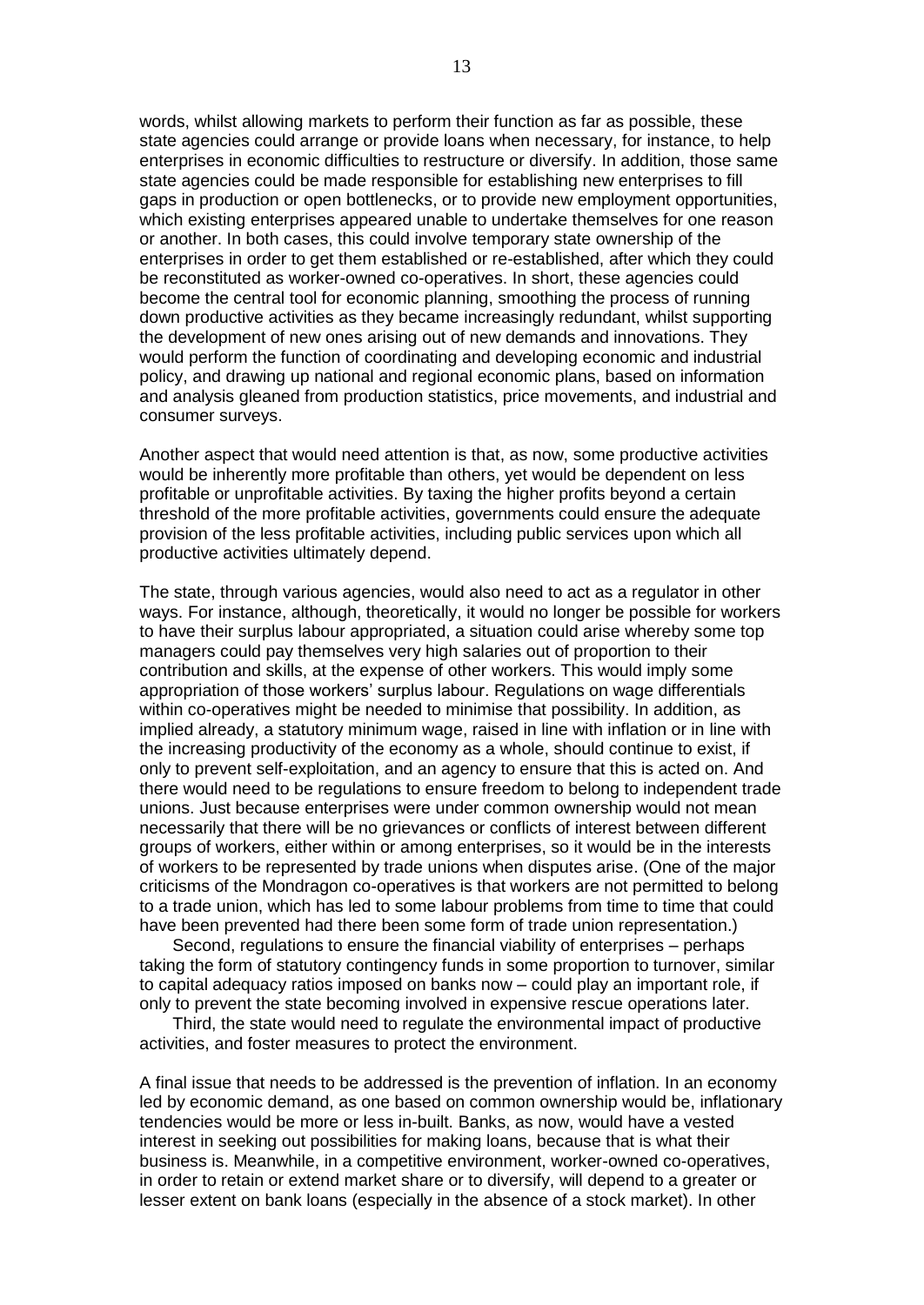words, whilst allowing markets to perform their function as far as possible, these state agencies could arrange or provide loans when necessary, for instance, to help enterprises in economic difficulties to restructure or diversify. In addition, those same state agencies could be made responsible for establishing new enterprises to fill gaps in production or open bottlenecks, or to provide new employment opportunities, which existing enterprises appeared unable to undertake themselves for one reason or another. In both cases, this could involve temporary state ownership of the enterprises in order to get them established or re-established, after which they could be reconstituted as worker-owned co-operatives. In short, these agencies could become the central tool for economic planning, smoothing the process of running down productive activities as they became increasingly redundant, whilst supporting the development of new ones arising out of new demands and innovations. They would perform the function of coordinating and developing economic and industrial policy, and drawing up national and regional economic plans, based on information and analysis gleaned from production statistics, price movements, and industrial and consumer surveys.

Another aspect that would need attention is that, as now, some productive activities would be inherently more profitable than others, yet would be dependent on less profitable or unprofitable activities. By taxing the higher profits beyond a certain threshold of the more profitable activities, governments could ensure the adequate provision of the less profitable activities, including public services upon which all productive activities ultimately depend.

The state, through various agencies, would also need to act as a regulator in other ways. For instance, although, theoretically, it would no longer be possible for workers to have their surplus labour appropriated, a situation could arise whereby some top managers could pay themselves very high salaries out of proportion to their contribution and skills, at the expense of other workers. This would imply some appropriation of those workers' surplus labour. Regulations on wage differentials within co-operatives might be needed to minimise that possibility. In addition, as implied already, a statutory minimum wage, raised in line with inflation or in line with the increasing productivity of the economy as a whole, should continue to exist, if only to prevent self-exploitation, and an agency to ensure that this is acted on. And there would need to be regulations to ensure freedom to belong to independent trade unions. Just because enterprises were under common ownership would not mean necessarily that there will be no grievances or conflicts of interest between different groups of workers, either within or among enterprises, so it would be in the interests of workers to be represented by trade unions when disputes arise. (One of the major criticisms of the Mondragon co-operatives is that workers are not permitted to belong to a trade union, which has led to some labour problems from time to time that could have been prevented had there been some form of trade union representation.)

Second, regulations to ensure the financial viability of enterprises – perhaps taking the form of statutory contingency funds in some proportion to turnover, similar to capital adequacy ratios imposed on banks now – could play an important role, if only to prevent the state becoming involved in expensive rescue operations later.

Third, the state would need to regulate the environmental impact of productive activities, and foster measures to protect the environment.

A final issue that needs to be addressed is the prevention of inflation. In an economy led by economic demand, as one based on common ownership would be, inflationary tendencies would be more or less in-built. Banks, as now, would have a vested interest in seeking out possibilities for making loans, because that is what their business is. Meanwhile, in a competitive environment, worker-owned co-operatives, in order to retain or extend market share or to diversify, will depend to a greater or lesser extent on bank loans (especially in the absence of a stock market). In other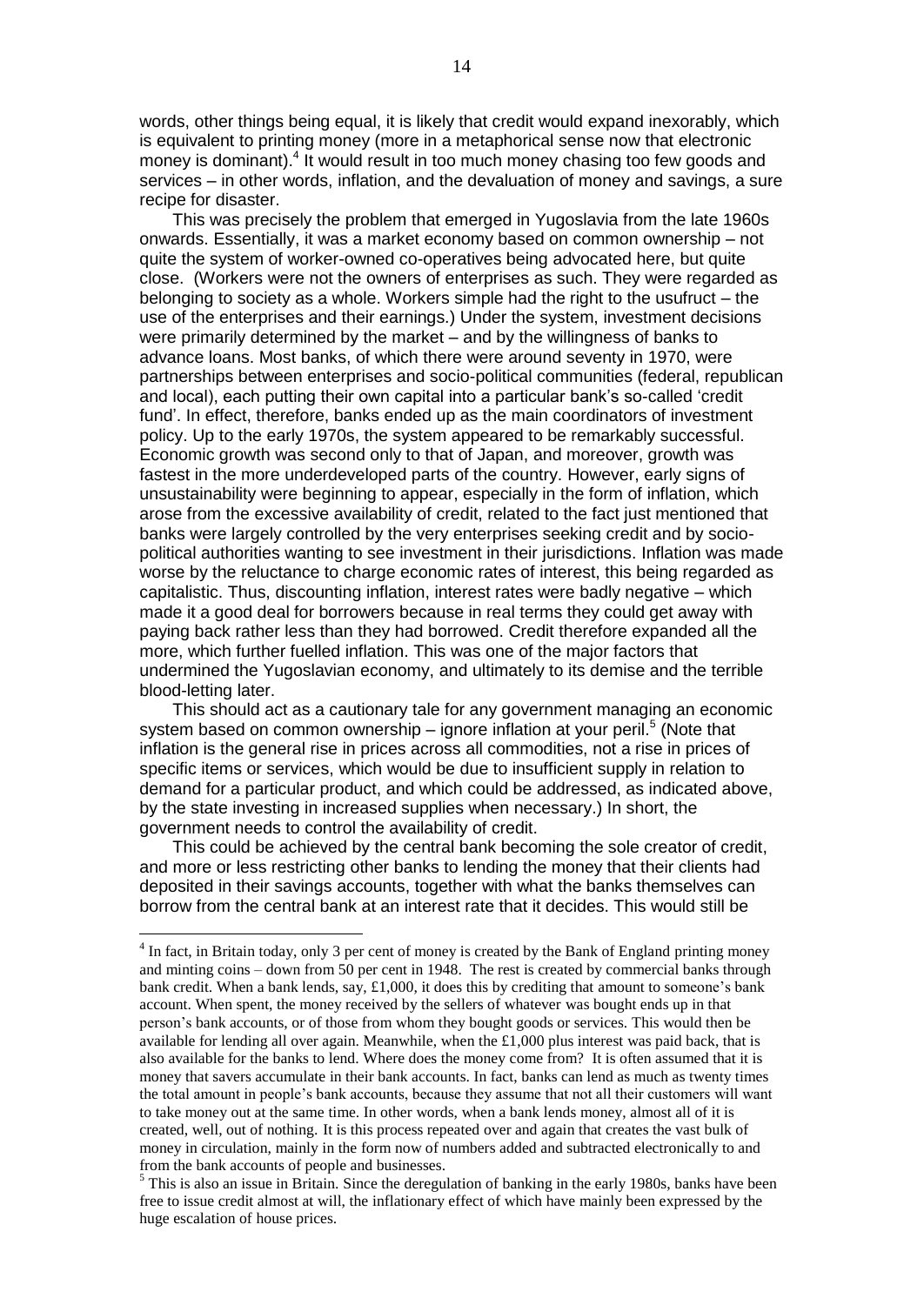words, other things being equal, it is likely that credit would expand inexorably, which is equivalent to printing money (more in a metaphorical sense now that electronic money is dominant).[4] It would result in too much money chasing too few goods and services – in other words, inflation, and the devaluation of money and savings, a sure recipe for disaster.

This was precisely the problem that emerged in Yugoslavia from the late 1960s onwards. Essentially, it was a market economy based on common ownership – not quite the system of worker-owned co-operatives being advocated here, but quite close. (Workers were not the owners of enterprises as such. They were regarded as belonging to society as a whole. Workers simple had the right to the usufruct – the use of the enterprises and their earnings.) Under the system, investment decisions were primarily determined by the market – and by the willingness of banks to advance loans. Most banks, of which there were around seventy in 1970, were partnerships between enterprises and socio-political communities (federal, republican and local), each putting their own capital into a particular bank's so-called 'credit fund'. In effect, therefore, banks ended up as the main coordinators of investment policy. Up to the early 1970s, the system appeared to be remarkably successful. Economic growth was second only to that of Japan, and moreover, growth was fastest in the more underdeveloped parts of the country. However, early signs of unsustainability were beginning to appear, especially in the form of inflation, which arose from the excessive availability of credit, related to the fact just mentioned that banks were largely controlled by the very enterprises seeking credit and by socio-political authorities wanting to see investment in their jurisdictions. Inflation was made worse by the reluctance to charge economic rates of interest, this being regarded as capitalistic. Thus, discounting inflation, interest rates were badly negative – which made it a good deal for borrowers because in real terms they could get away with paying back rather less than they had borrowed. Credit therefore expanded all the more, which further fuelled inflation. This was one of the major factors that undermined the Yugoslavian economy, and ultimately to its demise and the terrible blood-letting later.

This should act as a cautionary tale for any government managing an economic system based on common ownership – ignore inflation at your peril.[5] (Note that inflation is the general rise in prices across all commodities, not a rise in prices of specific items or services, which would be due to insufficient supply in relation to demand for a particular product, and which could be addressed, as indicated above, by the state investing in increased supplies when necessary.) In short, the government needs to control the availability of credit.

This could be achieved by the central bank becoming the sole creator of credit, and more or less restricting other banks to lending the money that their clients had deposited in their savings accounts, together with what the banks themselves can borrow from the central bank at an interest rate that it decides. This would still be

---

[4] In fact, in Britain today, only 3 per cent of money is created by the Bank of England printing money and minting coins – down from 50 per cent in 1948. The rest is created by commercial banks through bank credit. When a bank lends, say, £1,000, it does this by crediting that amount to someone's bank account. When spent, the money received by the sellers of whatever was bought ends up in that person's bank accounts, or of those from whom they bought goods or services. This would then be available for lending all over again. Meanwhile, when the £1,000 plus interest was paid back, that is also available for the banks to lend. Where does the money come from? It is often assumed that it is money that savers accumulate in their bank accounts. In fact, banks can lend as much as twenty times the total amount in people's bank accounts, because they assume that not all their customers will want to take money out at the same time. In other words, when a bank lends money, almost all of it is created, well, out of nothing. It is this process repeated over and again that creates the vast bulk of money in circulation, mainly in the form now of numbers added and subtracted electronically to and from the bank accounts of people and businesses.

[5] This is also an issue in Britain. Since the deregulation of banking in the early 1980s, banks have been free to issue credit almost at will, the inflationary effect of which have mainly been expressed by the huge escalation of house prices.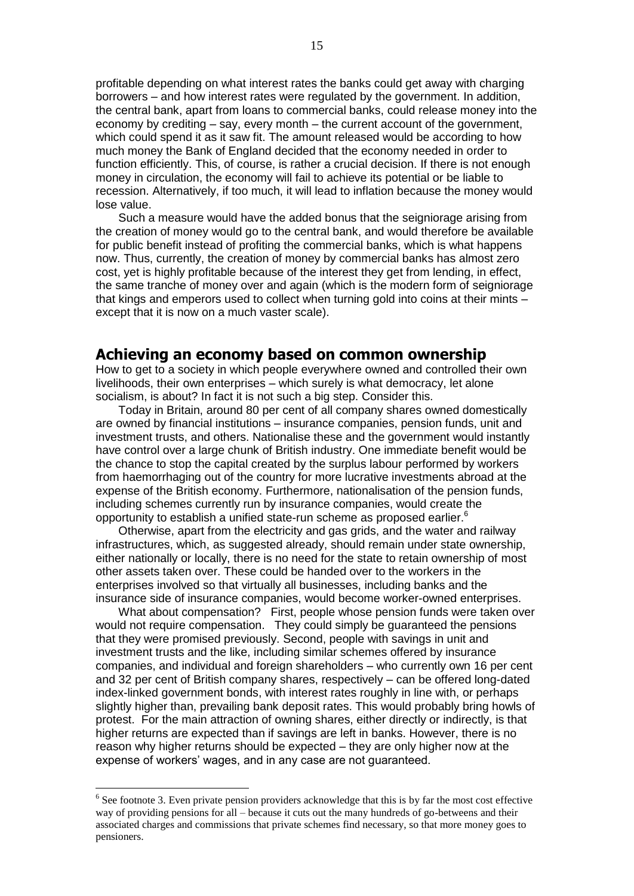profitable depending on what interest rates the banks could get away with charging borrowers – and how interest rates were regulated by the government. In addition, the central bank, apart from loans to commercial banks, could release money into the economy by crediting – say, every month – the current account of the government, which could spend it as it saw fit. The amount released would be according to how much money the Bank of England decided that the economy needed in order to function efficiently. This, of course, is rather a crucial decision. If there is not enough money in circulation, the economy will fail to achieve its potential or be liable to recession. Alternatively, if too much, it will lead to inflation because the money would lose value.

Such a measure would have the added bonus that the seigniorage arising from the creation of money would go to the central bank, and would therefore be available for public benefit instead of profiting the commercial banks, which is what happens now. Thus, currently, the creation of money by commercial banks has almost zero cost, yet is highly profitable because of the interest they get from lending, in effect, the same tranche of money over and again (which is the modern form of seigniorage that kings and emperors used to collect when turning gold into coins at their mints – except that it is now on a much vaster scale).

## Achieving an economy based on common ownership

How to get to a society in which people everywhere owned and controlled their own livelihoods, their own enterprises – which surely is what democracy, let alone socialism, is about? In fact it is not such a big step. Consider this.

Today in Britain, around 80 per cent of all company shares owned domestically are owned by financial institutions – insurance companies, pension funds, unit and investment trusts, and others. Nationalise these and the government would instantly have control over a large chunk of British industry. One immediate benefit would be the chance to stop the capital created by the surplus labour performed by workers from haemorrhaging out of the country for more lucrative investments abroad at the expense of the British economy. Furthermore, nationalisation of the pension funds, including schemes currently run by insurance companies, would create the opportunity to establish a unified state-run scheme as proposed earlier.[6]

Otherwise, apart from the electricity and gas grids, and the water and railway infrastructures, which, as suggested already, should remain under state ownership, either nationally or locally, there is no need for the state to retain ownership of most other assets taken over. These could be handed over to the workers in the enterprises involved so that virtually all businesses, including banks and the insurance side of insurance companies, would become worker-owned enterprises.

What about compensation? First, people whose pension funds were taken over would not require compensation. They could simply be guaranteed the pensions that they were promised previously. Second, people with savings in unit and investment trusts and the like, including similar schemes offered by insurance companies, and individual and foreign shareholders – who currently own 16 per cent and 32 per cent of British company shares, respectively – can be offered long-dated index-linked government bonds, with interest rates roughly in line with, or perhaps slightly higher than, prevailing bank deposit rates. This would probably bring howls of protest. For the main attraction of owning shares, either directly or indirectly, is that higher returns are expected than if savings are left in banks. However, there is no reason why higher returns should be expected – they are only higher now at the expense of workers' wages, and in any case are not guaranteed.

---

[6] See footnote 3. Even private pension providers acknowledge that this is by far the most cost effective way of providing pensions for all – because it cuts out the many hundreds of go-betweens and their associated charges and commissions that private schemes find necessary, so that more money goes to pensioners.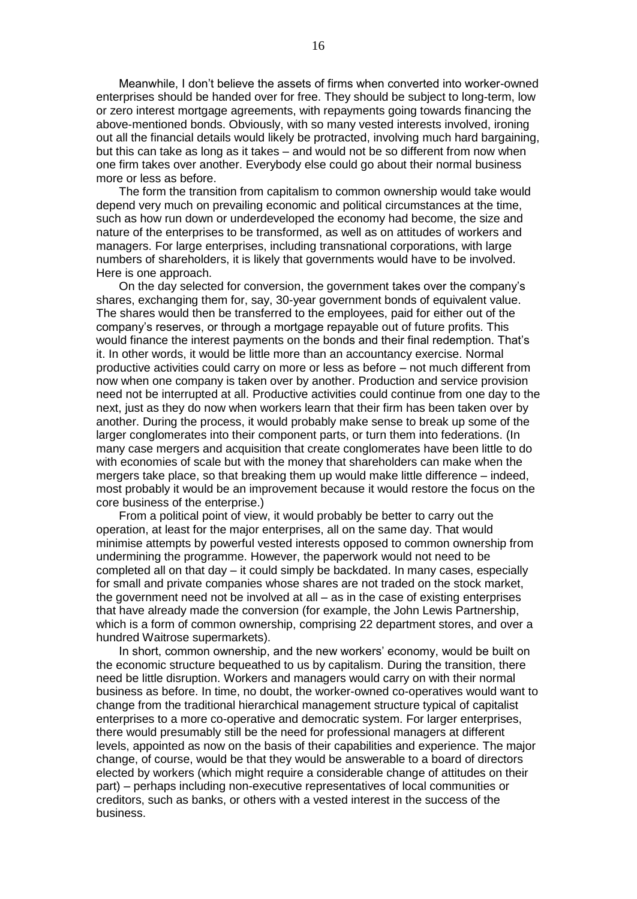Meanwhile, I don't believe the assets of firms when converted into worker-owned enterprises should be handed over for free. They should be subject to long-term, low or zero interest mortgage agreements, with repayments going towards financing the above-mentioned bonds. Obviously, with so many vested interests involved, ironing out all the financial details would likely be protracted, involving much hard bargaining, but this can take as long as it takes – and would not be so different from now when one firm takes over another. Everybody else could go about their normal business more or less as before.

The form the transition from capitalism to common ownership would take would depend very much on prevailing economic and political circumstances at the time, such as how run down or underdeveloped the economy had become, the size and nature of the enterprises to be transformed, as well as on attitudes of workers and managers. For large enterprises, including transnational corporations, with large numbers of shareholders, it is likely that governments would have to be involved. Here is one approach.

On the day selected for conversion, the government takes over the company's shares, exchanging them for, say, 30-year government bonds of equivalent value. The shares would then be transferred to the employees, paid for either out of the company's reserves, or through a mortgage repayable out of future profits. This would finance the interest payments on the bonds and their final redemption. That's it. In other words, it would be little more than an accountancy exercise. Normal productive activities could carry on more or less as before – not much different from now when one company is taken over by another. Production and service provision need not be interrupted at all. Productive activities could continue from one day to the next, just as they do now when workers learn that their firm has been taken over by another. During the process, it would probably make sense to break up some of the larger conglomerates into their component parts, or turn them into federations. (In many case mergers and acquisition that create conglomerates have been little to do with economies of scale but with the money that shareholders can make when the mergers take place, so that breaking them up would make little difference – indeed, most probably it would be an improvement because it would restore the focus on the core business of the enterprise.)

From a political point of view, it would probably be better to carry out the operation, at least for the major enterprises, all on the same day. That would minimise attempts by powerful vested interests opposed to common ownership from undermining the programme. However, the paperwork would not need to be completed all on that day – it could simply be backdated. In many cases, especially for small and private companies whose shares are not traded on the stock market, the government need not be involved at all – as in the case of existing enterprises that have already made the conversion (for example, the John Lewis Partnership, which is a form of common ownership, comprising 22 department stores, and over a hundred Waitrose supermarkets).

In short, common ownership, and the new workers' economy, would be built on the economic structure bequeathed to us by capitalism. During the transition, there need be little disruption. Workers and managers would carry on with their normal business as before. In time, no doubt, the worker-owned co-operatives would want to change from the traditional hierarchical management structure typical of capitalist enterprises to a more co-operative and democratic system. For larger enterprises, there would presumably still be the need for professional managers at different levels, appointed as now on the basis of their capabilities and experience. The major change, of course, would be that they would be answerable to a board of directors elected by workers (which might require a considerable change of attitudes on their part) – perhaps including non-executive representatives of local communities or creditors, such as banks, or others with a vested interest in the success of the business.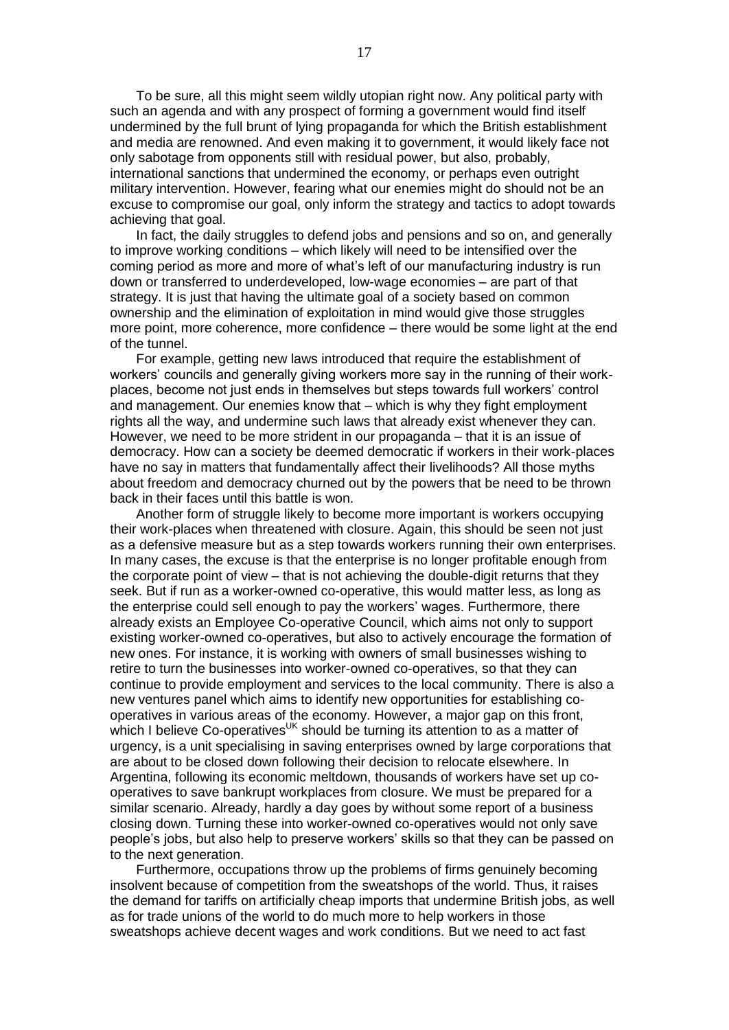To be sure, all this might seem wildly utopian right now. Any political party with such an agenda and with any prospect of forming a government would find itself undermined by the full brunt of lying propaganda for which the British establishment and media are renowned. And even making it to government, it would likely face not only sabotage from opponents still with residual power, but also, probably, international sanctions that undermined the economy, or perhaps even outright military intervention. However, fearing what our enemies might do should not be an excuse to compromise our goal, only inform the strategy and tactics to adopt towards achieving that goal.

In fact, the daily struggles to defend jobs and pensions and so on, and generally to improve working conditions – which likely will need to be intensified over the coming period as more and more of what's left of our manufacturing industry is run down or transferred to underdeveloped, low-wage economies – are part of that strategy. It is just that having the ultimate goal of a society based on common ownership and the elimination of exploitation in mind would give those struggles more point, more coherence, more confidence – there would be some light at the end of the tunnel.

For example, getting new laws introduced that require the establishment of workers' councils and generally giving workers more say in the running of their work-places, become not just ends in themselves but steps towards full workers' control and management. Our enemies know that – which is why they fight employment rights all the way, and undermine such laws that already exist whenever they can. However, we need to be more strident in our propaganda – that it is an issue of democracy. How can a society be deemed democratic if workers in their work-places have no say in matters that fundamentally affect their livelihoods? All those myths about freedom and democracy churned out by the powers that be need to be thrown back in their faces until this battle is won.

Another form of struggle likely to become more important is workers occupying their work-places when threatened with closure. Again, this should be seen not just as a defensive measure but as a step towards workers running their own enterprises. In many cases, the excuse is that the enterprise is no longer profitable enough from the corporate point of view – that is not achieving the double-digit returns that they seek. But if run as a worker-owned co-operative, this would matter less, as long as the enterprise could sell enough to pay the workers' wages. Furthermore, there already exists an Employee Co-operative Council, which aims not only to support existing worker-owned co-operatives, but also to actively encourage the formation of new ones. For instance, it is working with owners of small businesses wishing to retire to turn the businesses into worker-owned co-operatives, so that they can continue to provide employment and services to the local community. There is also a new ventures panel which aims to identify new opportunities for establishing co-operatives in various areas of the economy. However, a major gap on this front, which I believe Co-operatives<sup>UK</sup> should be turning its attention to as a matter of urgency, is a unit specialising in saving enterprises owned by large corporations that are about to be closed down following their decision to relocate elsewhere. In Argentina, following its economic meltdown, thousands of workers have set up co-operatives to save bankrupt workplaces from closure. We must be prepared for a similar scenario. Already, hardly a day goes by without some report of a business closing down. Turning these into worker-owned co-operatives would not only save people's jobs, but also help to preserve workers' skills so that they can be passed on to the next generation.

Furthermore, occupations throw up the problems of firms genuinely becoming insolvent because of competition from the sweatshops of the world. Thus, it raises the demand for tariffs on artificially cheap imports that undermine British jobs, as well as for trade unions of the world to do much more to help workers in those sweatshops achieve decent wages and work conditions. But we need to act fast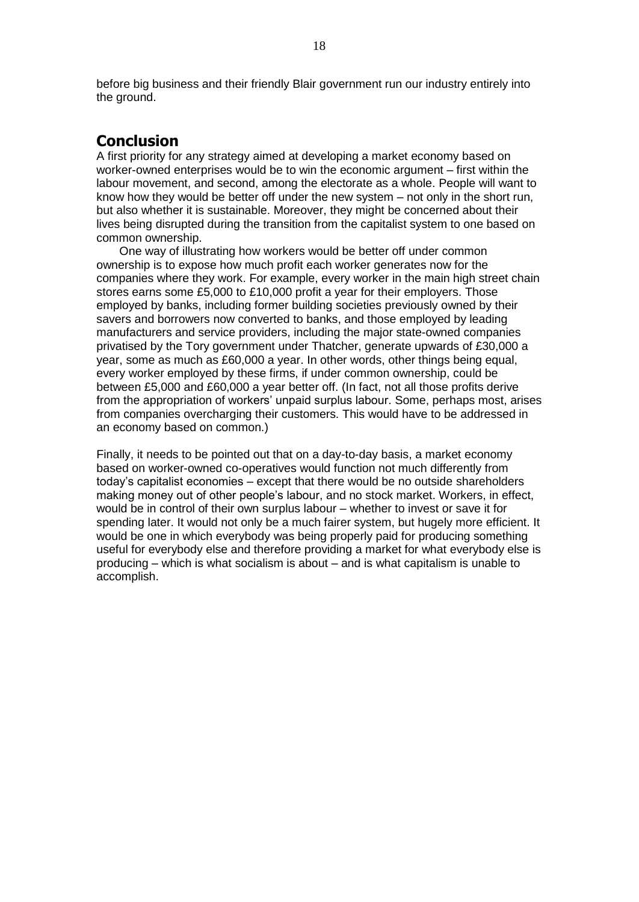before big business and their friendly Blair government run our industry entirely into the ground.

## Conclusion

A first priority for any strategy aimed at developing a market economy based on worker-owned enterprises would be to win the economic argument – first within the labour movement, and second, among the electorate as a whole. People will want to know how they would be better off under the new system – not only in the short run, but also whether it is sustainable. Moreover, they might be concerned about their lives being disrupted during the transition from the capitalist system to one based on common ownership.

One way of illustrating how workers would be better off under common ownership is to expose how much profit each worker generates now for the companies where they work. For example, every worker in the main high street chain stores earns some £5,000 to £10,000 profit a year for their employers. Those employed by banks, including former building societies previously owned by their savers and borrowers now converted to banks, and those employed by leading manufacturers and service providers, including the major state-owned companies privatised by the Tory government under Thatcher, generate upwards of £30,000 a year, some as much as £60,000 a year. In other words, other things being equal, every worker employed by these firms, if under common ownership, could be between £5,000 and £60,000 a year better off. (In fact, not all those profits derive from the appropriation of workers' unpaid surplus labour. Some, perhaps most, arises from companies overcharging their customers. This would have to be addressed in an economy based on common.)

Finally, it needs to be pointed out that on a day-to-day basis, a market economy based on worker-owned co-operatives would function not much differently from today's capitalist economies – except that there would be no outside shareholders making money out of other people's labour, and no stock market. Workers, in effect, would be in control of their own surplus labour – whether to invest or save it for spending later. It would not only be a much fairer system, but hugely more efficient. It would be one in which everybody was being properly paid for producing something useful for everybody else and therefore providing a market for what everybody else is producing – which is what socialism is about – and is what capitalism is unable to accomplish.